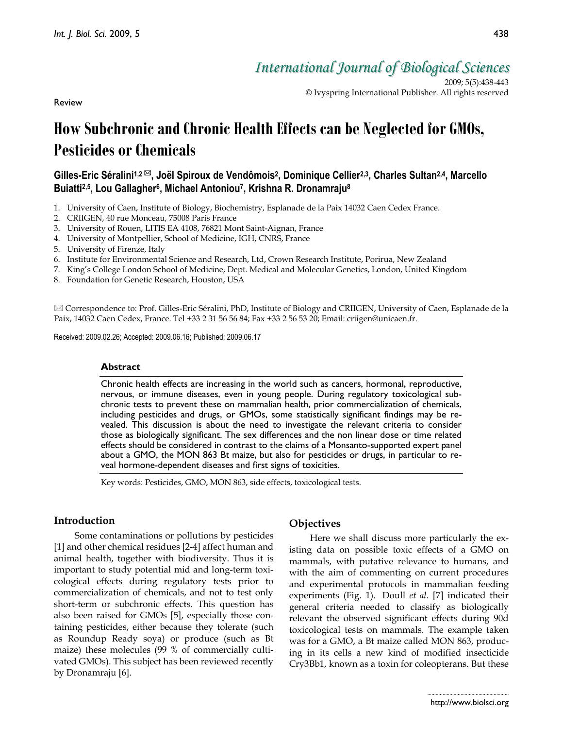Review

# How Subchronic and Chronic Health Effects can be Neglected for GMOs, Pesticides or Chemicals

**Gilles-Eric Séralini[1,2] ✉, Joël Spiroux de Vendômois[2], Dominique Cellier[2,3], Charles Sultan[2,4], Marcello Buiatti[2,5], Lou Gallagher[6], Michael Antoniou[7], Krishna R. Dronamraju[8]**

1. University of Caen, Institute of Biology, Biochemistry, Esplanade de la Paix 14032 Caen Cedex France.
2. CRIIGEN, 40 rue Monceau, 75008 Paris France
3. University of Rouen, LITIS EA 4108, 76821 Mont Saint-Aignan, France
4. University of Montpellier, School of Medicine, IGH, CNRS, France
5. University of Firenze, Italy
6. Institute for Environmental Science and Research, Ltd, Crown Research Institute, Porirua, New Zealand
7. King's College London School of Medicine, Dept. Medical and Molecular Genetics, London, United Kingdom
8. Foundation for Genetic Research, Houston, USA

✉ Correspondence to: Prof. Gilles-Eric Séralini, PhD, Institute of Biology and CRIIGEN, University of Caen, Esplanade de la Paix, 14032 Caen Cedex, France. Tel +33 2 31 56 56 84; Fax +33 2 56 53 20; Email: criigen@unicaen.fr.

Received: 2009.02.26; Accepted: 2009.06.16; Published: 2009.06.17

### Abstract

Chronic health effects are increasing in the world such as cancers, hormonal, reproductive, nervous, or immune diseases, even in young people. During regulatory toxicological sub-chronic tests to prevent these on mammalian health, prior commercialization of chemicals, including pesticides and drugs, or GMOs, some statistically significant findings may be revealed. This discussion is about the need to investigate the relevant criteria to consider those as biologically significant. The sex differences and the non linear dose or time related effects should be considered in contrast to the claims of a Monsanto-supported expert panel about a GMO, the MON 863 Bt maize, but also for pesticides or drugs, in particular to reveal hormone-dependent diseases and first signs of toxicities.

Key words: Pesticides, GMO, MON 863, side effects, toxicological tests.

## Introduction

Some contaminations or pollutions by pesticides [1] and other chemical residues [2-4] affect human and animal health, together with biodiversity. Thus it is important to study potential mid and long-term toxicological effects during regulatory tests prior to commercialization of chemicals, and not to test only short-term or subchronic effects. This question has also been raised for GMOs [5], especially those containing pesticides, either because they tolerate (such as Roundup Ready soya) or produce (such as Bt maize) these molecules (99 % of commercially cultivated GMOs). This subject has been reviewed recently by Dronamraju [6].

## Objectives

Here we shall discuss more particularly the existing data on possible toxic effects of a GMO on mammals, with putative relevance to humans, and with the aim of commenting on current procedures and experimental protocols in mammalian feeding experiments (Fig. 1). Doull *et al.* [7] indicated their general criteria needed to classify as biologically relevant the observed significant effects during 90d toxicological tests on mammals. The example taken was for a GMO, a Bt maize called MON 863, producing in its cells a new kind of modified insecticide Cry3Bb1, known as a toxin for coleopterans. But these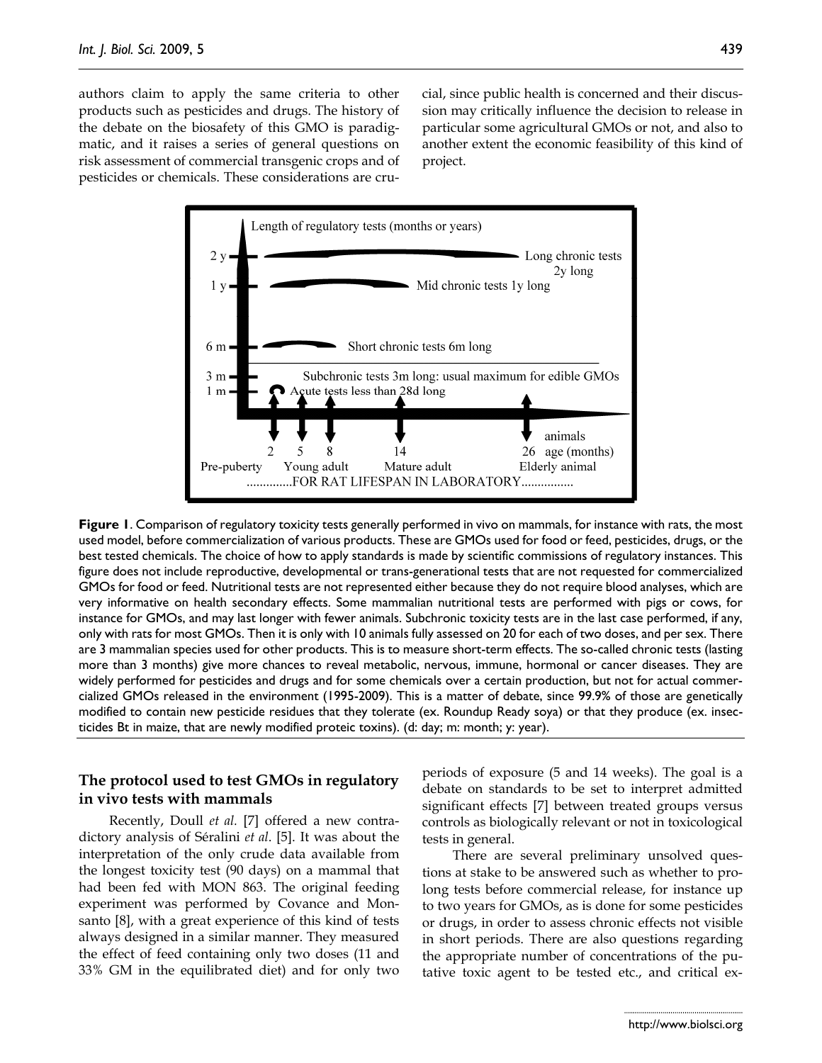authors claim to apply the same criteria to other products such as pesticides and drugs. The history of the debate on the biosafety of this GMO is paradigmatic, and it raises a series of general questions on risk assessment of commercial transgenic crops and of pesticides or chemicals. These considerations are crucial, since public health is concerned and their discussion may critically influence the decision to release in particular some agricultural GMOs or not, and also to another extent the economic feasibility of this kind of project.

**Figure 1**. Comparison of regulatory toxicity tests generally performed in vivo on mammals, for instance with rats, the most used model, before commercialization of various products. These are GMOs used for food or feed, pesticides, drugs, or the best tested chemicals. The choice of how to apply standards is made by scientific commissions of regulatory instances. This figure does not include reproductive, developmental or trans-generational tests that are not requested for commercialized GMOs for food or feed. Nutritional tests are not represented either because they do not require blood analyses, which are very informative on health secondary effects. Some mammalian nutritional tests are performed with pigs or cows, for instance for GMOs, and may last longer with fewer animals. Subchronic toxicity tests are in the last case performed, if any, only with rats for most GMOs. Then it is only with 10 animals fully assessed on 20 for each of two doses, and per sex. There are 3 mammalian species used for other products. This is to measure short-term effects. The so-called chronic tests (lasting more than 3 months) give more chances to reveal metabolic, nervous, immune, hormonal or cancer diseases. They are widely performed for pesticides and drugs and for some chemicals over a certain production, but not for actual commercialized GMOs released in the environment (1995-2009). This is a matter of debate, since 99.9% of those are genetically modified to contain new pesticide residues that they tolerate (ex. Roundup Ready soya) or that they produce (ex. insecticides Bt in maize, that are newly modified proteic toxins). (d: day; m: month; y: year).

## The protocol used to test GMOs in regulatory in vivo tests with mammals

Recently, Doull *et al.* [7] offered a new contradictory analysis of Séralini *et al*. [5]. It was about the interpretation of the only crude data available from the longest toxicity test (90 days) on a mammal that had been fed with MON 863. The original feeding experiment was performed by Covance and Monsanto [8], with a great experience of this kind of tests always designed in a similar manner. They measured the effect of feed containing only two doses (11 and 33% GM in the equilibrated diet) and for only two periods of exposure (5 and 14 weeks). The goal is a debate on standards to be set to interpret admitted significant effects [7] between treated groups versus controls as biologically relevant or not in toxicological tests in general.

There are several preliminary unsolved questions at stake to be answered such as whether to prolong tests before commercial release, for instance up to two years for GMOs, as is done for some pesticides or drugs, in order to assess chronic effects not visible in short periods. There are also questions regarding the appropriate number of concentrations of the putative toxic agent to be tested etc., and critical ex-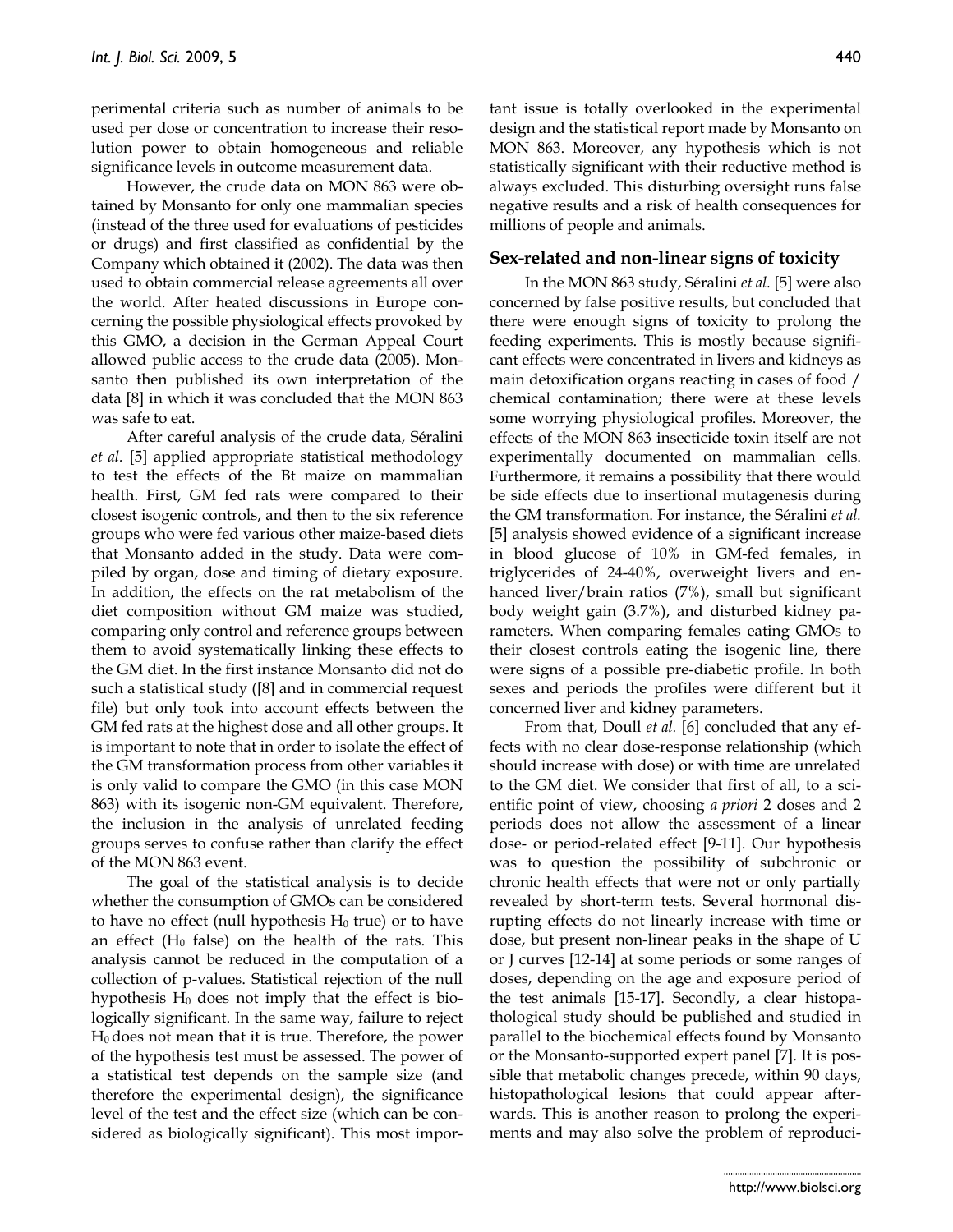perimental criteria such as number of animals to be used per dose or concentration to increase their resolution power to obtain homogeneous and reliable significance levels in outcome measurement data.

However, the crude data on MON 863 were obtained by Monsanto for only one mammalian species (instead of the three used for evaluations of pesticides or drugs) and first classified as confidential by the Company which obtained it (2002). The data was then used to obtain commercial release agreements all over the world. After heated discussions in Europe concerning the possible physiological effects provoked by this GMO, a decision in the German Appeal Court allowed public access to the crude data (2005). Monsanto then published its own interpretation of the data [8] in which it was concluded that the MON 863 was safe to eat.

After careful analysis of the crude data, Séralini *et al.* [5] applied appropriate statistical methodology to test the effects of the Bt maize on mammalian health. First, GM fed rats were compared to their closest isogenic controls, and then to the six reference groups who were fed various other maize-based diets that Monsanto added in the study. Data were compiled by organ, dose and timing of dietary exposure. In addition, the effects on the rat metabolism of the diet composition without GM maize was studied, comparing only control and reference groups between them to avoid systematically linking these effects to the GM diet. In the first instance Monsanto did not do such a statistical study ([8] and in commercial request file) but only took into account effects between the GM fed rats at the highest dose and all other groups. It is important to note that in order to isolate the effect of the GM transformation process from other variables it is only valid to compare the GMO (in this case MON 863) with its isogenic non-GM equivalent. Therefore, the inclusion in the analysis of unrelated feeding groups serves to confuse rather than clarify the effect of the MON 863 event.

The goal of the statistical analysis is to decide whether the consumption of GMOs can be considered to have no effect (null hypothesis $H_0$ true) or to have an effect ($H_0$ false) on the health of the rats. This analysis cannot be reduced in the computation of a collection of p-values. Statistical rejection of the null hypothesis $H_0$ does not imply that the effect is biologically significant. In the same way, failure to reject $H_0$ does not mean that it is true. Therefore, the power of the hypothesis test must be assessed. The power of a statistical test depends on the sample size (and therefore the experimental design), the significance level of the test and the effect size (which can be considered as biologically significant). This most important issue is totally overlooked in the experimental design and the statistical report made by Monsanto on MON 863. Moreover, any hypothesis which is not statistically significant with their reductive method is always excluded. This disturbing oversight runs false negative results and a risk of health consequences for millions of people and animals.

## Sex-related and non-linear signs of toxicity

In the MON 863 study, Séralini *et al.* [5] were also concerned by false positive results, but concluded that there were enough signs of toxicity to prolong the feeding experiments. This is mostly because significant effects were concentrated in livers and kidneys as main detoxification organs reacting in cases of food / chemical contamination; there were at these levels some worrying physiological profiles. Moreover, the effects of the MON 863 insecticide toxin itself are not experimentally documented on mammalian cells. Furthermore, it remains a possibility that there would be side effects due to insertional mutagenesis during the GM transformation. For instance, the Séralini *et al.* [5] analysis showed evidence of a significant increase in blood glucose of 10% in GM-fed females, in triglycerides of 24-40%, overweight livers and enhanced liver/brain ratios (7%), small but significant body weight gain (3.7%), and disturbed kidney parameters. When comparing females eating GMOs to their closest controls eating the isogenic line, there were signs of a possible pre-diabetic profile. In both sexes and periods the profiles were different but it concerned liver and kidney parameters.

From that, Doull *et al.* [6] concluded that any effects with no clear dose-response relationship (which should increase with dose) or with time are unrelated to the GM diet. We consider that first of all, to a scientific point of view, choosing *a priori* 2 doses and 2 periods does not allow the assessment of a linear dose- or period-related effect [9-11]. Our hypothesis was to question the possibility of subchronic or chronic health effects that were not or only partially revealed by short-term tests. Several hormonal disrupting effects do not linearly increase with time or dose, but present non-linear peaks in the shape of U or J curves [12-14] at some periods or some ranges of doses, depending on the age and exposure period of the test animals [15-17]. Secondly, a clear histopathological study should be published and studied in parallel to the biochemical effects found by Monsanto or the Monsanto-supported expert panel [7]. It is possible that metabolic changes precede, within 90 days, histopathological lesions that could appear afterwards. This is another reason to prolong the experiments and may also solve the problem of reproduci-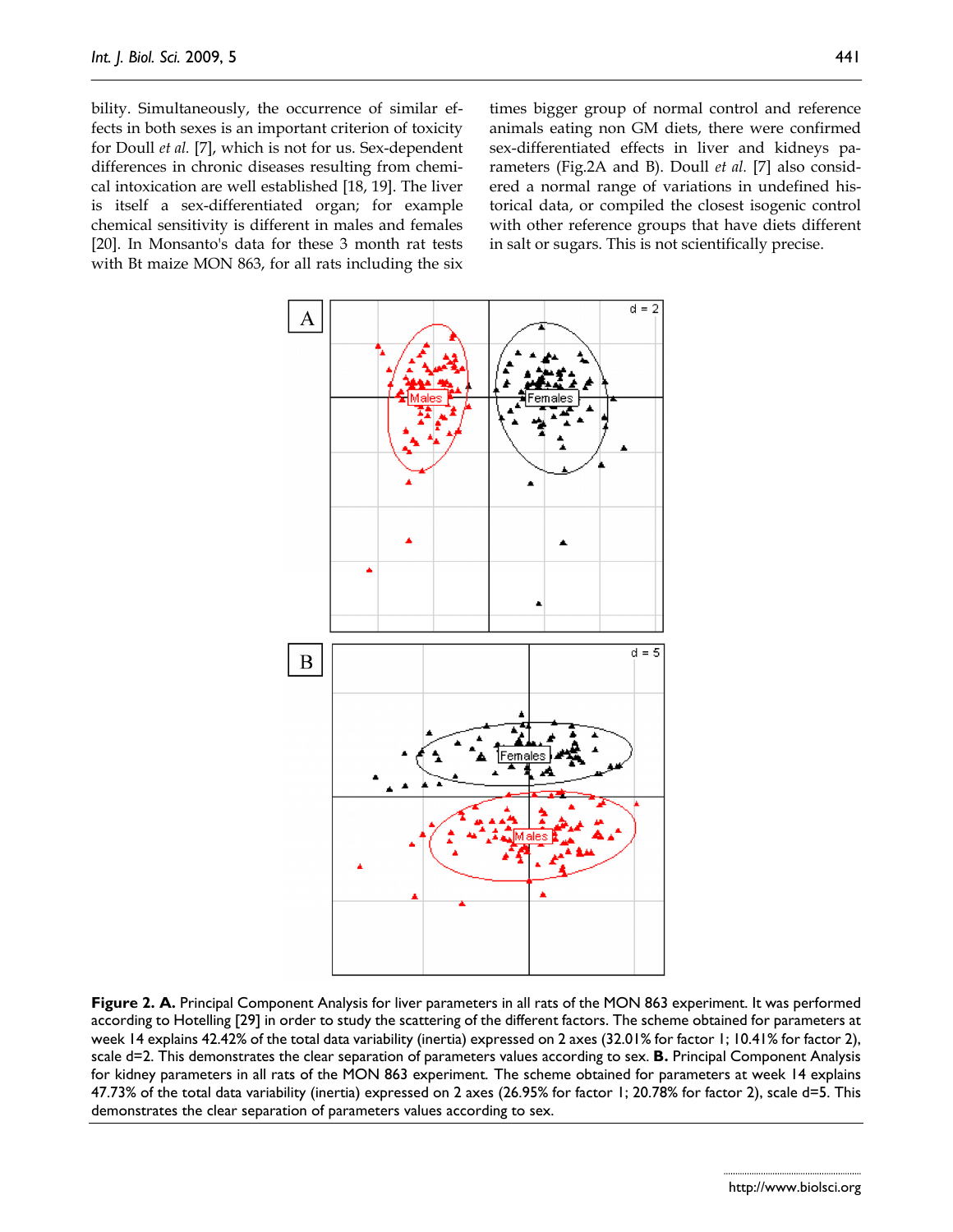bility. Simultaneously, the occurrence of similar effects in both sexes is an important criterion of toxicity for Doull *et al.* [7], which is not for us. Sex-dependent differences in chronic diseases resulting from chemical intoxication are well established [18, 19]. The liver is itself a sex-differentiated organ; for example chemical sensitivity is different in males and females [20]. In Monsanto's data for these 3 month rat tests with Bt maize MON 863, for all rats including the six times bigger group of normal control and reference animals eating non GM diets, there were confirmed sex-differentiated effects in liver and kidneys parameters (Fig.2A and B). Doull *et al.* [7] also considered a normal range of variations in undefined historical data, or compiled the closest isogenic control with other reference groups that have diets different in salt or sugars. This is not scientifically precise.

**Figure 2. A.** Principal Component Analysis for liver parameters in all rats of the MON 863 experiment. It was performed according to Hotelling [29] in order to study the scattering of the different factors. The scheme obtained for parameters at week 14 explains 42.42% of the total data variability (inertia) expressed on 2 axes (32.01% for factor 1; 10.41% for factor 2), scale d=2. This demonstrates the clear separation of parameters values according to sex. **B.** Principal Component Analysis for kidney parameters in all rats of the MON 863 experiment. The scheme obtained for parameters at week 14 explains 47.73% of the total data variability (inertia) expressed on 2 axes (26.95% for factor 1; 20.78% for factor 2), scale d=5. This demonstrates the clear separation of parameters values according to sex.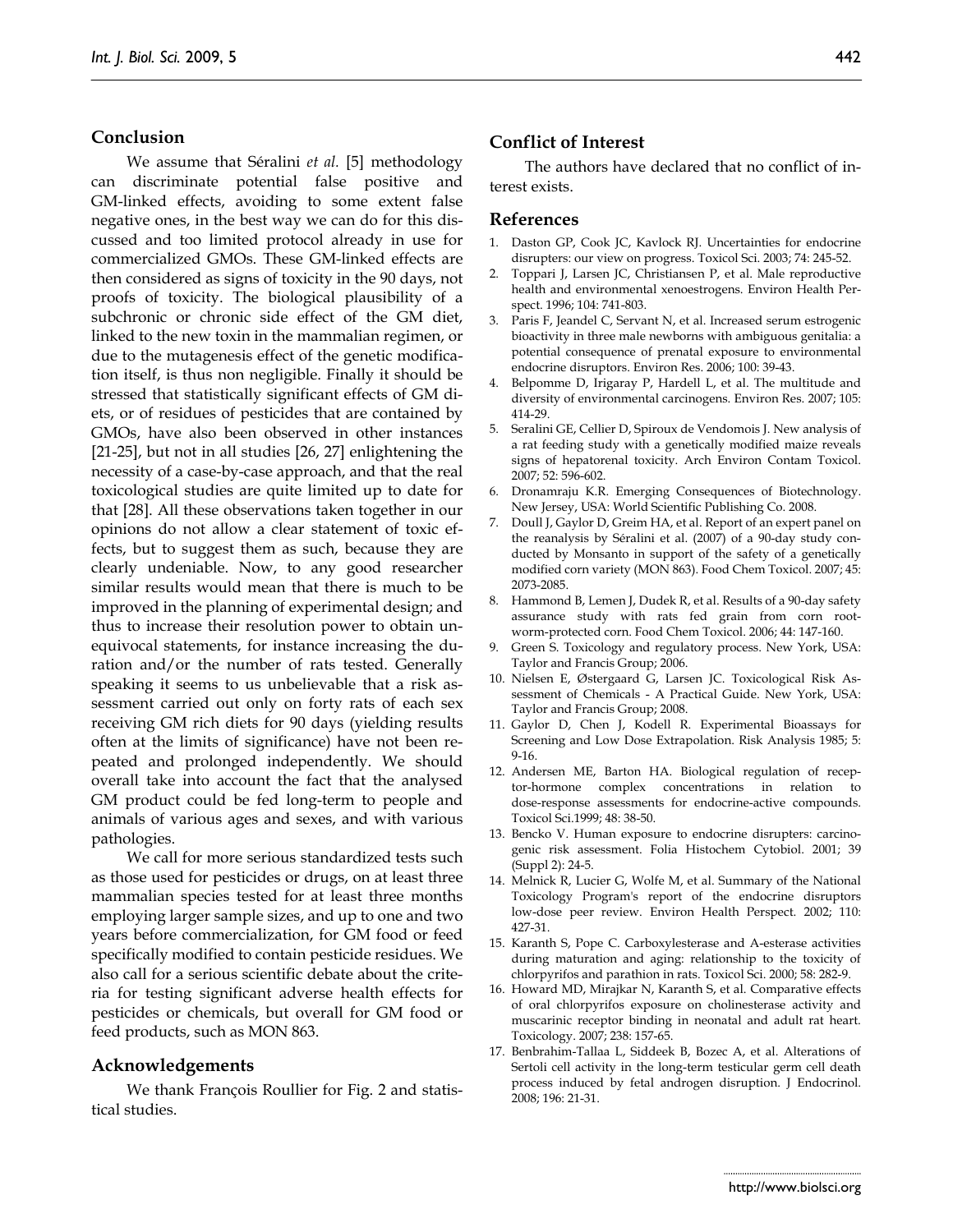## Conclusion

We assume that Séralini *et al.* [5] methodology can discriminate potential false positive and GM-linked effects, avoiding to some extent false negative ones, in the best way we can do for this discussed and too limited protocol already in use for commercialized GMOs. These GM-linked effects are then considered as signs of toxicity in the 90 days, not proofs of toxicity. The biological plausibility of a subchronic or chronic side effect of the GM diet, linked to the new toxin in the mammalian regimen, or due to the mutagenesis effect of the genetic modification itself, is thus non negligible. Finally it should be stressed that statistically significant effects of GM diets, or of residues of pesticides that are contained by GMOs, have also been observed in other instances [21-25], but not in all studies [26, 27] enlightening the necessity of a case-by-case approach, and that the real toxicological studies are quite limited up to date for that [28]. All these observations taken together in our opinions do not allow a clear statement of toxic effects, but to suggest them as such, because they are clearly undeniable. Now, to any good researcher similar results would mean that there is much to be improved in the planning of experimental design; and thus to increase their resolution power to obtain unequivocal statements, for instance increasing the duration and/or the number of rats tested. Generally speaking it seems to us unbelievable that a risk assessment carried out only on forty rats of each sex receiving GM rich diets for 90 days (yielding results often at the limits of significance) have not been repeated and prolonged independently. We should overall take into account the fact that the analysed GM product could be fed long-term to people and animals of various ages and sexes, and with various pathologies.

We call for more serious standardized tests such as those used for pesticides or drugs, on at least three mammalian species tested for at least three months employing larger sample sizes, and up to one and two years before commercialization, for GM food or feed specifically modified to contain pesticide residues. We also call for a serious scientific debate about the criteria for testing significant adverse health effects for pesticides or chemicals, but overall for GM food or feed products, such as MON 863.

## Acknowledgements

We thank François Roullier for Fig. 2 and statistical studies.

## Conflict of Interest

The authors have declared that no conflict of interest exists.

## References

1. Daston GP, Cook JC, Kavlock RJ. Uncertainties for endocrine disrupters: our view on progress. Toxicol Sci. 2003; 74: 245-52.
2. Toppari J, Larsen JC, Christiansen P, et al. Male reproductive health and environmental xenoestrogens. Environ Health Perspect. 1996; 104: 741-803.
3. Paris F, Jeandel C, Servant N, et al. Increased serum estrogenic bioactivity in three male newborns with ambiguous genitalia: a potential consequence of prenatal exposure to environmental endocrine disruptors. Environ Res. 2006; 100: 39-43.
4. Belpomme D, Irigaray P, Hardell L, et al. The multitude and diversity of environmental carcinogens. Environ Res. 2007; 105: 414-29.
5. Seralini GE, Cellier D, Spiroux de Vendomois J. New analysis of a rat feeding study with a genetically modified maize reveals signs of hepatorenal toxicity. Arch Environ Contam Toxicol. 2007; 52: 596-602.
6. Dronamraju K.R. Emerging Consequences of Biotechnology. New Jersey, USA: World Scientific Publishing Co. 2008.
7. Doull J, Gaylor D, Greim HA, et al. Report of an expert panel on the reanalysis by Séralini et al. (2007) of a 90-day study conducted by Monsanto in support of the safety of a genetically modified corn variety (MON 863). Food Chem Toxicol. 2007; 45: 2073-2085.
8. Hammond B, Lemen J, Dudek R, et al. Results of a 90-day safety assurance study with rats fed grain from corn rootworm-protected corn. Food Chem Toxicol. 2006; 44: 147-160.
9. Green S. Toxicology and regulatory process. New York, USA: Taylor and Francis Group; 2006.
10. Nielsen E, Østergaard G, Larsen JC. Toxicological Risk Assessment of Chemicals - A Practical Guide. New York, USA: Taylor and Francis Group; 2008.
11. Gaylor D, Chen J, Kodell R. Experimental Bioassays for Screening and Low Dose Extrapolation. Risk Analysis 1985; 5: 9-16.
12. Andersen ME, Barton HA. Biological regulation of receptor-hormone complex concentrations in relation to dose-response assessments for endocrine-active compounds. Toxicol Sci.1999; 48: 38-50.
13. Bencko V. Human exposure to endocrine disrupters: carcinogenic risk assessment. Folia Histochem Cytobiol. 2001; 39 (Suppl 2): 24-5.
14. Melnick R, Lucier G, Wolfe M, et al. Summary of the National Toxicology Program's report of the endocrine disruptors low-dose peer review. Environ Health Perspect. 2002; 110: 427-31.
15. Karanth S, Pope C. Carboxylesterase and A-esterase activities during maturation and aging: relationship to the toxicity of chlorpyrifos and parathion in rats. Toxicol Sci. 2000; 58: 282-9.
16. Howard MD, Mirajkar N, Karanth S, et al. Comparative effects of oral chlorpyrifos exposure on cholinesterase activity and muscarinic receptor binding in neonatal and adult rat heart. Toxicology. 2007; 238: 157-65.
17. Benbrahim-Tallaa L, Siddeek B, Bozec A, et al. Alterations of Sertoli cell activity in the long-term testicular germ cell death process induced by fetal androgen disruption. J Endocrinol. 2008; 196: 21-31.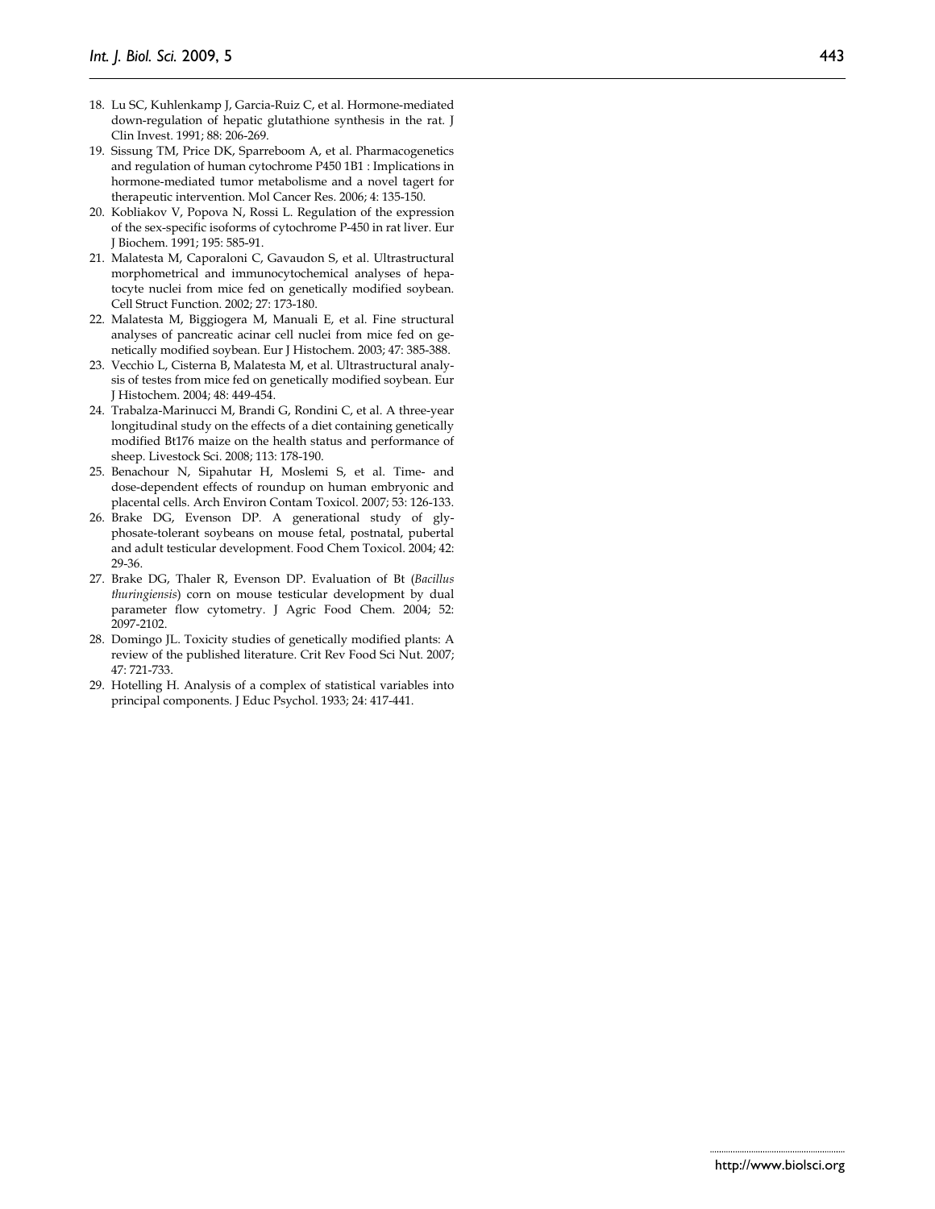18. Lu SC, Kuhlenkamp J, Garcia-Ruiz C, et al. Hormone-mediated down-regulation of hepatic glutathione synthesis in the rat. J Clin Invest. 1991; 88: 206-269.
19. Sissung TM, Price DK, Sparreboom A, et al. Pharmacogenetics and regulation of human cytochrome P450 1B1 : Implications in hormone-mediated tumor metabolisme and a novel tagert for therapeutic intervention. Mol Cancer Res. 2006; 4: 135-150.
20. Kobliakov V, Popova N, Rossi L. Regulation of the expression of the sex-specific isoforms of cytochrome P-450 in rat liver. Eur J Biochem. 1991; 195: 585-91.
21. Malatesta M, Caporaloni C, Gavaudon S, et al. Ultrastructural morphometrical and immunocytochemical analyses of hepatocyte nuclei from mice fed on genetically modified soybean. Cell Struct Function. 2002; 27: 173-180.
22. Malatesta M, Biggiogera M, Manuali E, et al. Fine structural analyses of pancreatic acinar cell nuclei from mice fed on genetically modified soybean. Eur J Histochem. 2003; 47: 385-388.
23. Vecchio L, Cisterna B, Malatesta M, et al. Ultrastructural analysis of testes from mice fed on genetically modified soybean. Eur J Histochem. 2004; 48: 449-454.
24. Trabalza-Marinucci M, Brandi G, Rondini C, et al. A three-year longitudinal study on the effects of a diet containing genetically modified Bt176 maize on the health status and performance of sheep. Livestock Sci. 2008; 113: 178-190.
25. Benachour N, Sipahutar H, Moslemi S, et al. Time- and dose-dependent effects of roundup on human embryonic and placental cells. Arch Environ Contam Toxicol. 2007; 53: 126-133.
26. Brake DG, Evenson DP. A generational study of glyphosate-tolerant soybeans on mouse fetal, postnatal, pubertal and adult testicular development. Food Chem Toxicol. 2004; 42: 29-36.
27. Brake DG, Thaler R, Evenson DP. Evaluation of Bt (*Bacillus thuringiensis*) corn on mouse testicular development by dual parameter flow cytometry. J Agric Food Chem. 2004; 52: 2097-2102.
28. Domingo JL. Toxicity studies of genetically modified plants: A review of the published literature. Crit Rev Food Sci Nut. 2007; 47: 721-733.
29. Hotelling H. Analysis of a complex of statistical variables into principal components. J Educ Psychol. 1933; 24: 417-441.